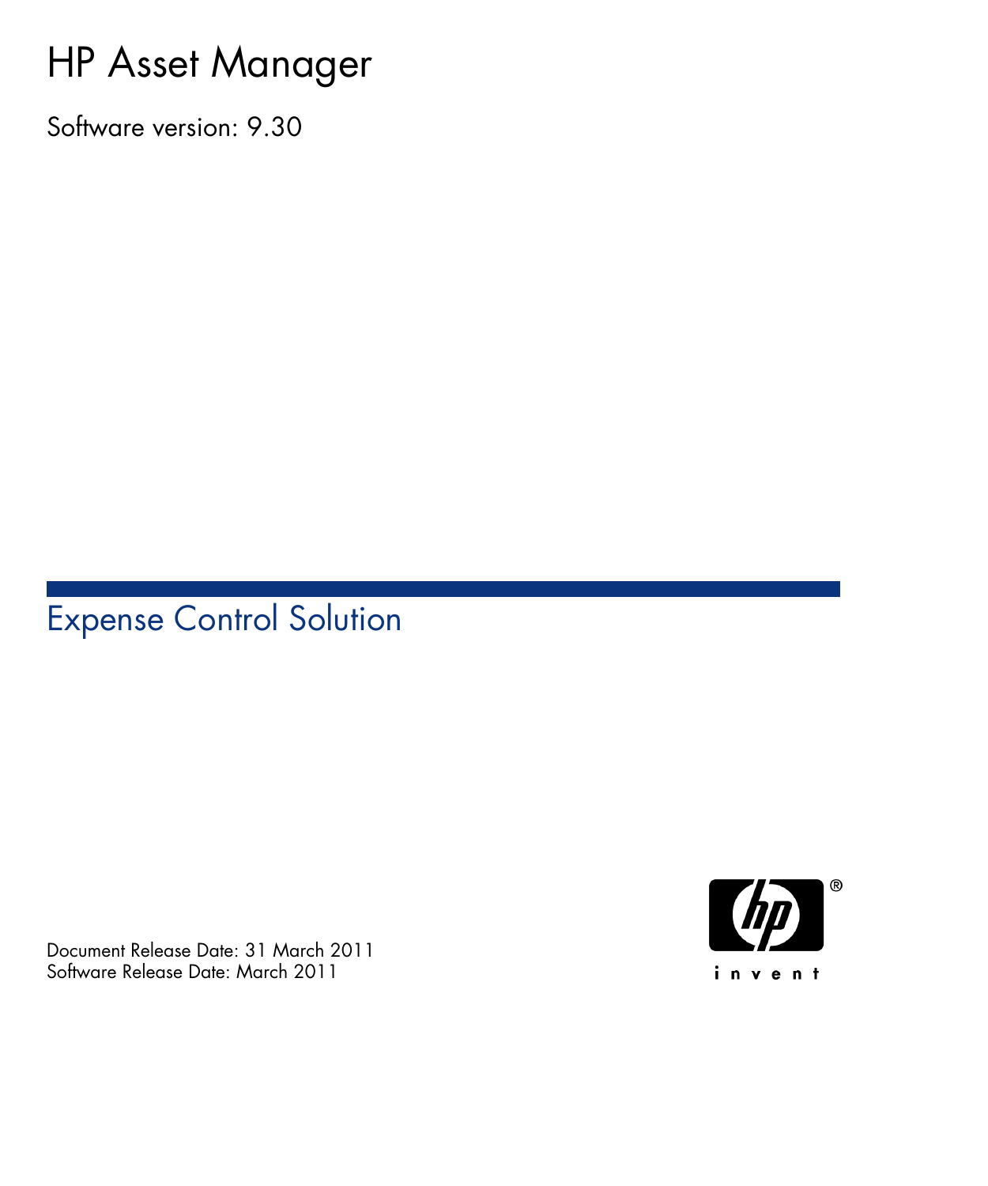# HP Asset Manager

Software version: 9.30

## Expense Control Solution

Document Release Date: 31 March 2011

Software Release Date: March 2011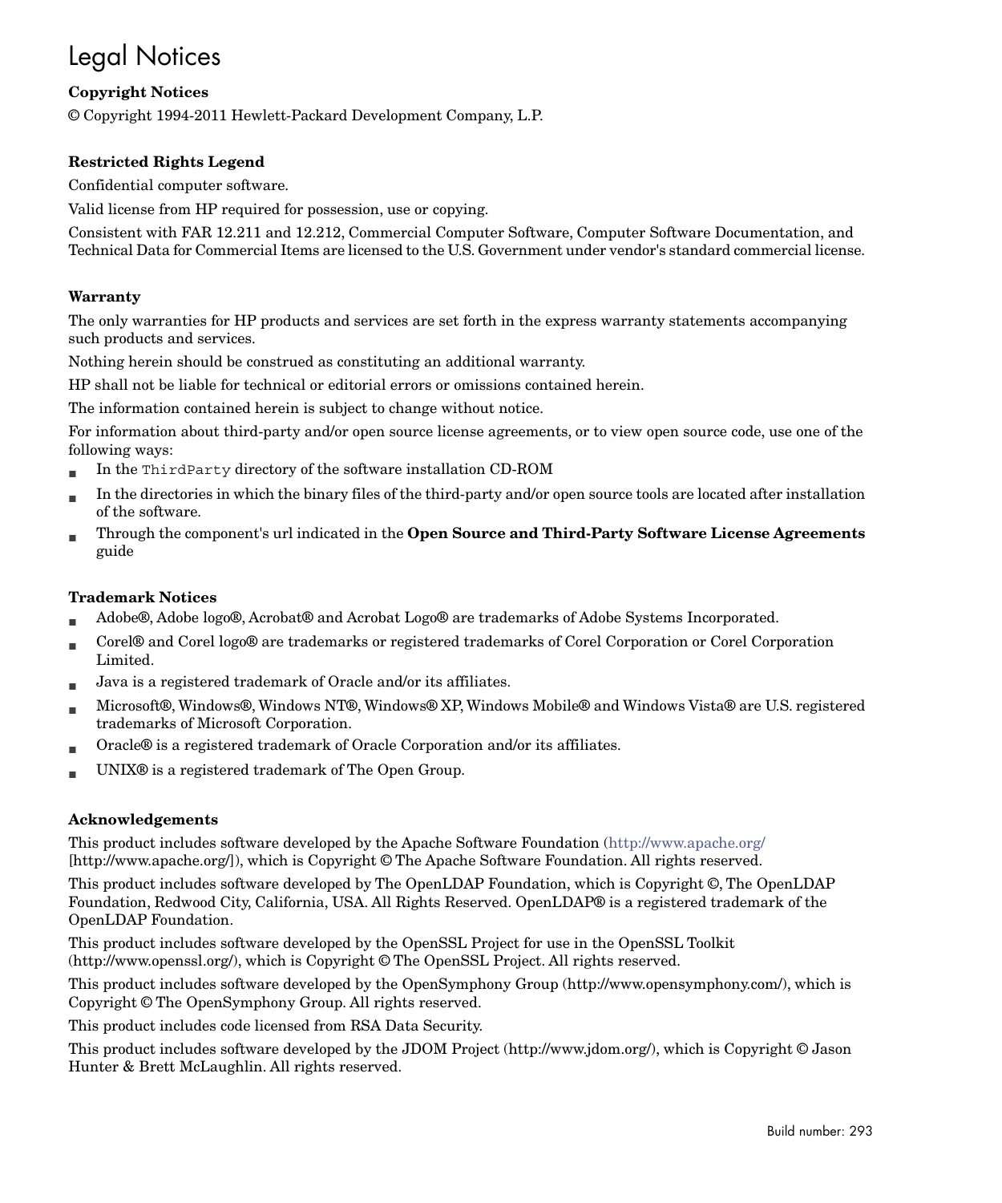# Legal Notices

**Copyright Notices**

© Copyright 1994-2011 Hewlett-Packard Development Company, L.P.

**Restricted Rights Legend**

Confidential computer software.

Valid license from HP required for possession, use or copying.

Consistent with FAR 12.211 and 12.212, Commercial Computer Software, Computer Software Documentation, and Technical Data for Commercial Items are licensed to the U.S. Government under vendor's standard commercial license.

**Warranty**

The only warranties for HP products and services are set forth in the express warranty statements accompanying such products and services.

Nothing herein should be construed as constituting an additional warranty.

HP shall not be liable for technical or editorial errors or omissions contained herein.

The information contained herein is subject to change without notice.

For information about third-party and/or open source license agreements, or to view open source code, use one of the following ways:

- In the `ThirdParty` directory of the software installation CD-ROM
- In the directories in which the binary files of the third-party and/or open source tools are located after installation of the software.
- Through the component's url indicated in the **Open Source and Third-Party Software License Agreements** guide

**Trademark Notices**

- Adobe®, Adobe logo®, Acrobat® and Acrobat Logo® are trademarks of Adobe Systems Incorporated.
- Corel® and Corel logo® are trademarks or registered trademarks of Corel Corporation or Corel Corporation Limited.
- Java is a registered trademark of Oracle and/or its affiliates.
- Microsoft®, Windows®, Windows NT®, Windows® XP, Windows Mobile® and Windows Vista® are U.S. registered trademarks of Microsoft Corporation.
- Oracle® is a registered trademark of Oracle Corporation and/or its affiliates.
- UNIX® is a registered trademark of The Open Group.

**Acknowledgements**

This product includes software developed by the Apache Software Foundation (http://www.apache.org/ [http://www.apache.org/]), which is Copyright © The Apache Software Foundation. All rights reserved.

This product includes software developed by The OpenLDAP Foundation, which is Copyright ©, The OpenLDAP Foundation, Redwood City, California, USA. All Rights Reserved. OpenLDAP® is a registered trademark of the OpenLDAP Foundation.

This product includes software developed by the OpenSSL Project for use in the OpenSSL Toolkit (http://www.openssl.org/), which is Copyright © The OpenSSL Project. All rights reserved.

This product includes software developed by the OpenSymphony Group (http://www.opensymphony.com/), which is Copyright © The OpenSymphony Group. All rights reserved.

This product includes code licensed from RSA Data Security.

This product includes software developed by the JDOM Project (http://www.jdom.org/), which is Copyright © Jason Hunter & Brett McLaughlin. All rights reserved.

Build number: 293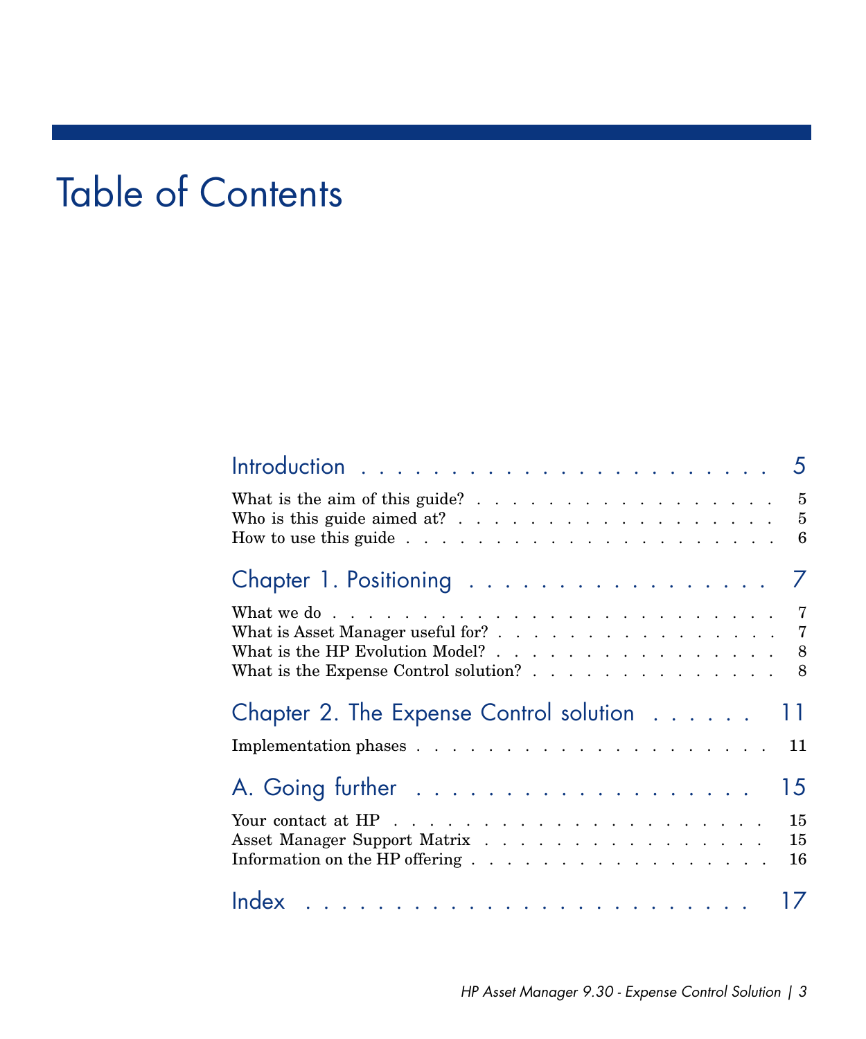# Table of Contents

## Introduction . . . . . . . . . . . . . . . . . . . . . . . 5

What is the aim of this guide? . . . . . . . . . . . . . . . . . 5
Who is this guide aimed at? . . . . . . . . . . . . . . . . . . 5
How to use this guide . . . . . . . . . . . . . . . . . . . . . 6

## Chapter 1. Positioning . . . . . . . . . . . . . . . . . 7

What we do . . . . . . . . . . . . . . . . . . . . . . . . . 7
What is Asset Manager useful for? . . . . . . . . . . . . . . . 7
What is the HP Evolution Model? . . . . . . . . . . . . . . . . 8
What is the Expense Control solution? . . . . . . . . . . . . . 8

## Chapter 2. The Expense Control solution . . . . . . 11

Implementation phases . . . . . . . . . . . . . . . . . . . . 11

## A. Going further . . . . . . . . . . . . . . . . . . . 15

Your contact at HP . . . . . . . . . . . . . . . . . . . . . . 15
Asset Manager Support Matrix . . . . . . . . . . . . . . . . . 15
Information on the HP offering . . . . . . . . . . . . . . . . 16

## Index . . . . . . . . . . . . . . . . . . . . . . . . . 17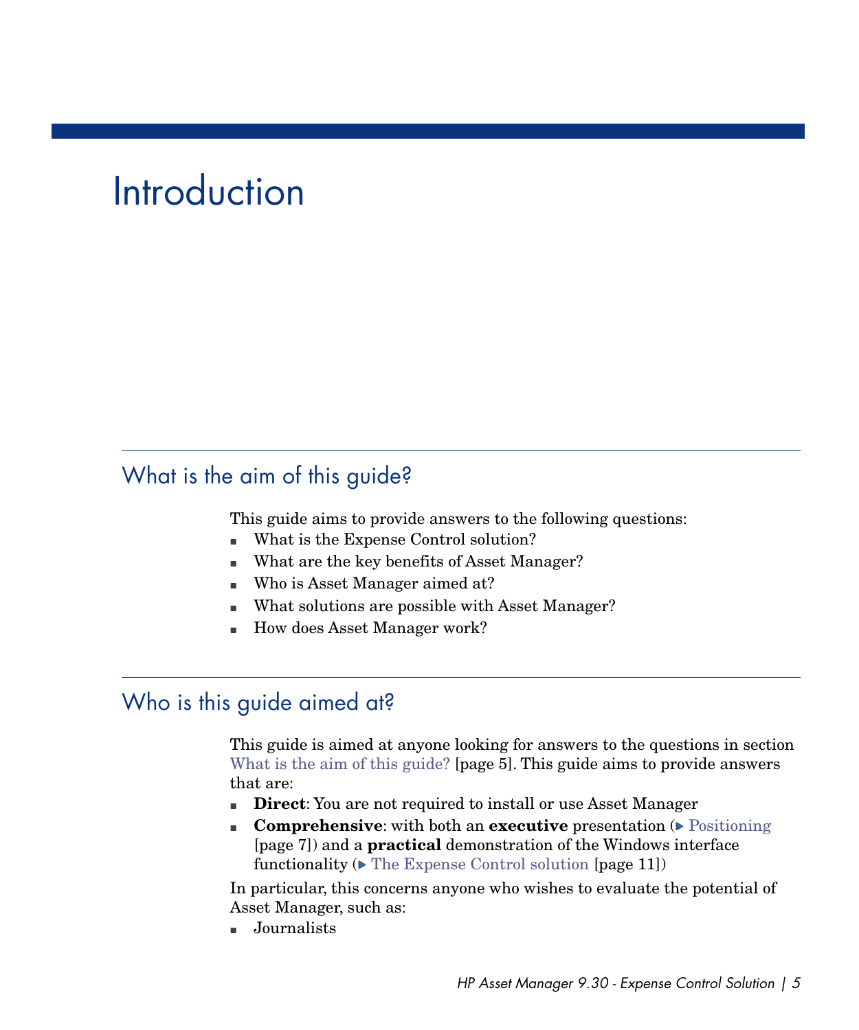# Introduction

## What is the aim of this guide?

This guide aims to provide answers to the following questions:

- What is the Expense Control solution?
- What are the key benefits of Asset Manager?
- Who is Asset Manager aimed at?
- What solutions are possible with Asset Manager?
- How does Asset Manager work?

## Who is this guide aimed at?

This guide is aimed at anyone looking for answers to the questions in section What is the aim of this guide? [page 5]. This guide aims to provide answers that are:

- **Direct**: You are not required to install or use Asset Manager
- **Comprehensive**: with both an **executive** presentation (▶ Positioning [page 7]) and a **practical** demonstration of the Windows interface functionality (▶ The Expense Control solution [page 11])

In particular, this concerns anyone who wishes to evaluate the potential of Asset Manager, such as:

- Journalists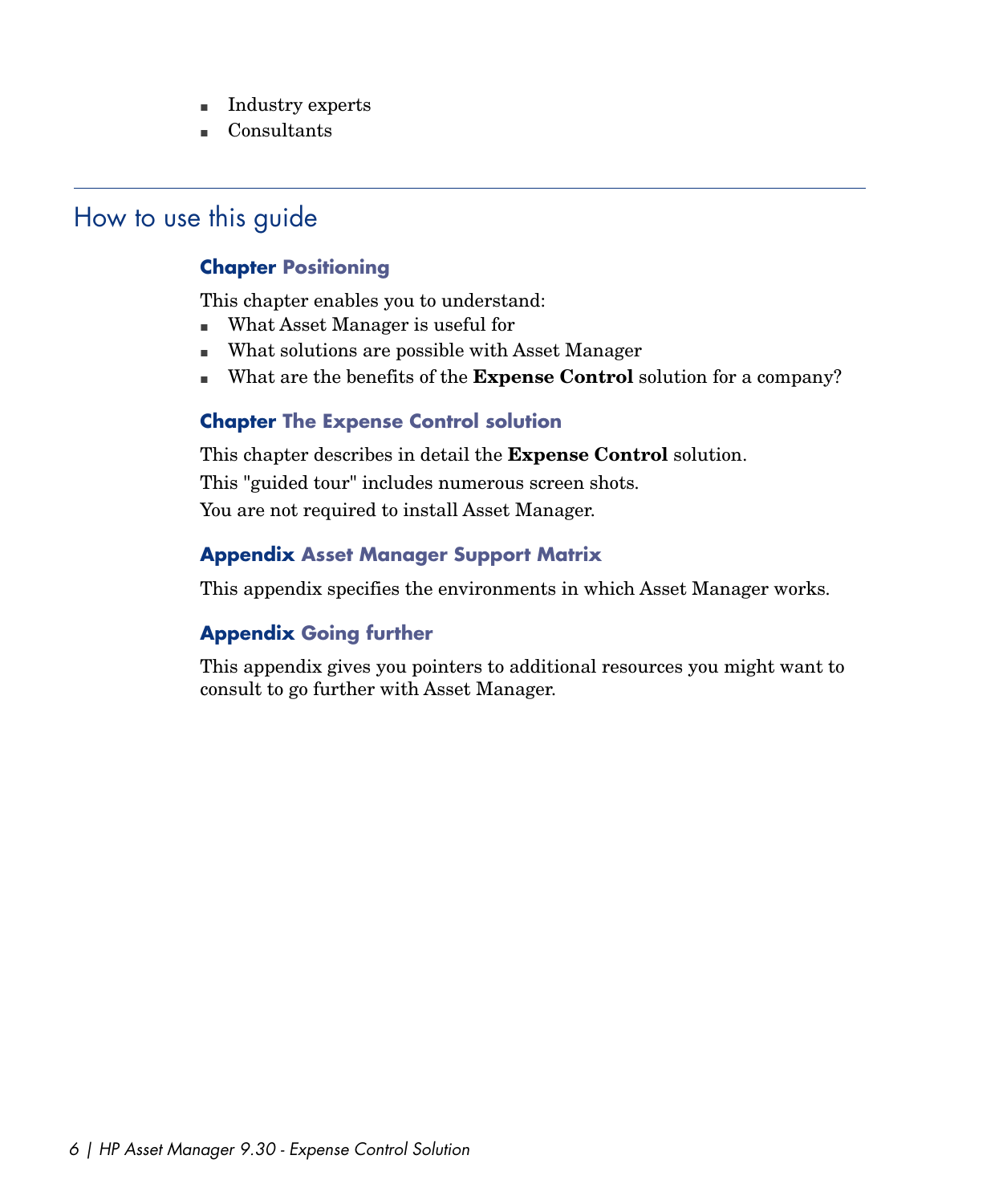- Industry experts
- Consultants

## How to use this guide

### Chapter Positioning

This chapter enables you to understand:

- What Asset Manager is useful for
- What solutions are possible with Asset Manager
- What are the benefits of the **Expense Control** solution for a company?

### Chapter The Expense Control solution

This chapter describes in detail the **Expense Control** solution.

This "guided tour" includes numerous screen shots.

You are not required to install Asset Manager.

### Appendix Asset Manager Support Matrix

This appendix specifies the environments in which Asset Manager works.

### Appendix Going further

This appendix gives you pointers to additional resources you might want to consult to go further with Asset Manager.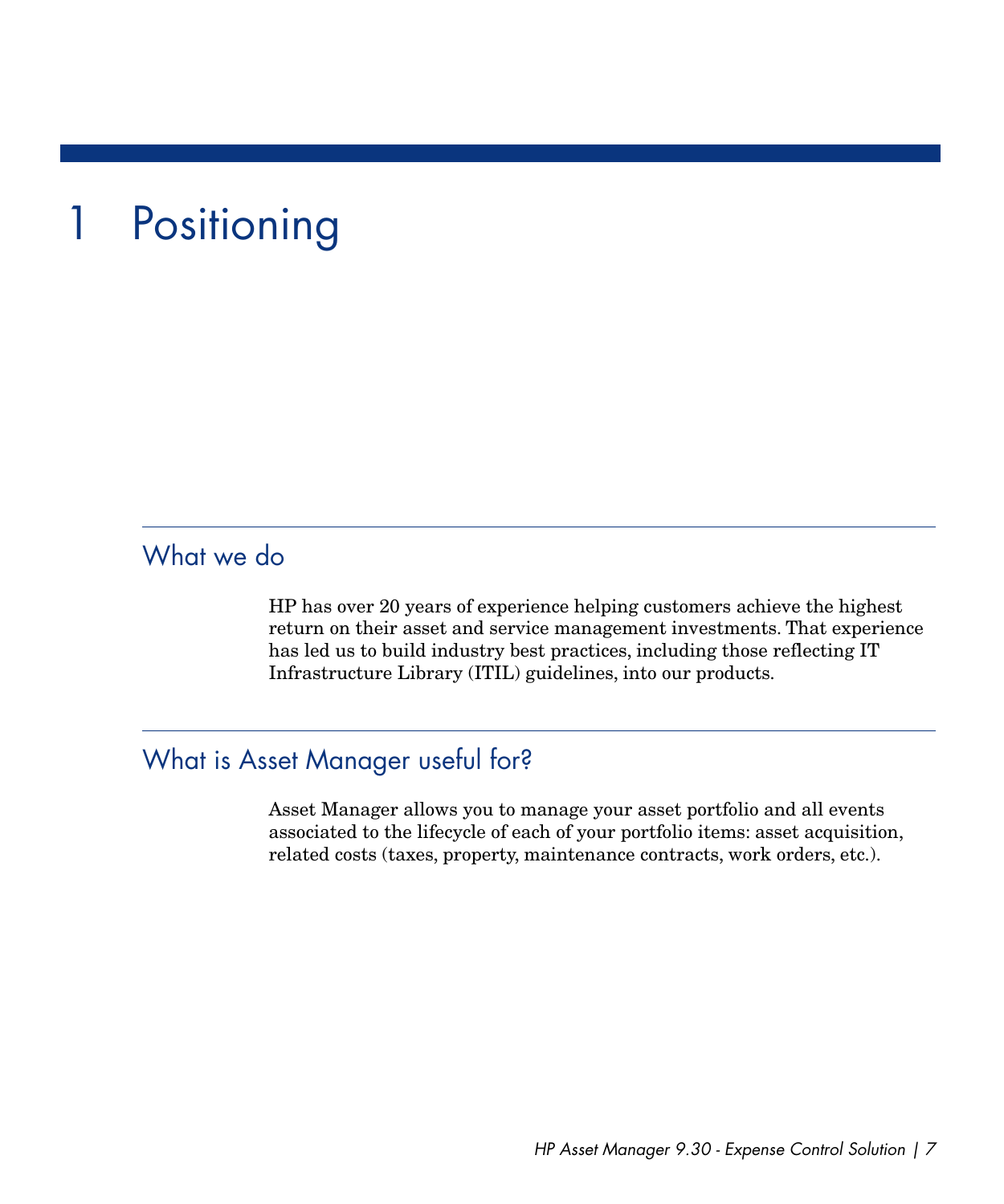# 1 Positioning

## What we do

HP has over 20 years of experience helping customers achieve the highest return on their asset and service management investments. That experience has led us to build industry best practices, including those reflecting IT Infrastructure Library (ITIL) guidelines, into our products.

## What is Asset Manager useful for?

Asset Manager allows you to manage your asset portfolio and all events associated to the lifecycle of each of your portfolio items: asset acquisition, related costs (taxes, property, maintenance contracts, work orders, etc.).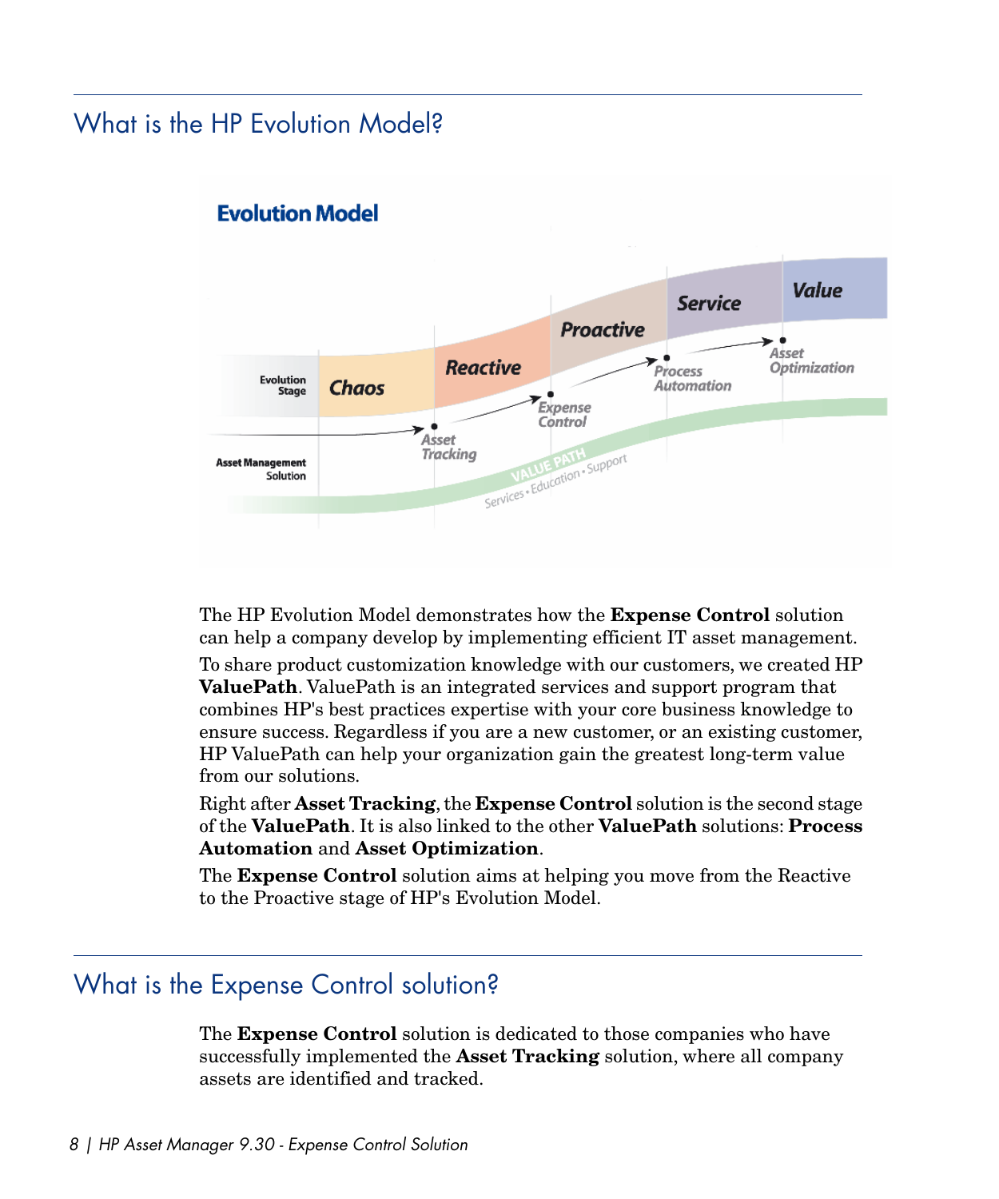## What is the HP Evolution Model?

The HP Evolution Model demonstrates how the **Expense Control** solution can help a company develop by implementing efficient IT asset management.

To share product customization knowledge with our customers, we created HP **ValuePath**. ValuePath is an integrated services and support program that combines HP's best practices expertise with your core business knowledge to ensure success. Regardless if you are a new customer, or an existing customer, HP ValuePath can help your organization gain the greatest long-term value from our solutions.

Right after **Asset Tracking**, the **Expense Control** solution is the second stage of the **ValuePath**. It is also linked to the other **ValuePath** solutions: **Process Automation** and **Asset Optimization**.

The **Expense Control** solution aims at helping you move from the Reactive to the Proactive stage of HP's Evolution Model.

## What is the Expense Control solution?

The **Expense Control** solution is dedicated to those companies who have successfully implemented the **Asset Tracking** solution, where all company assets are identified and tracked.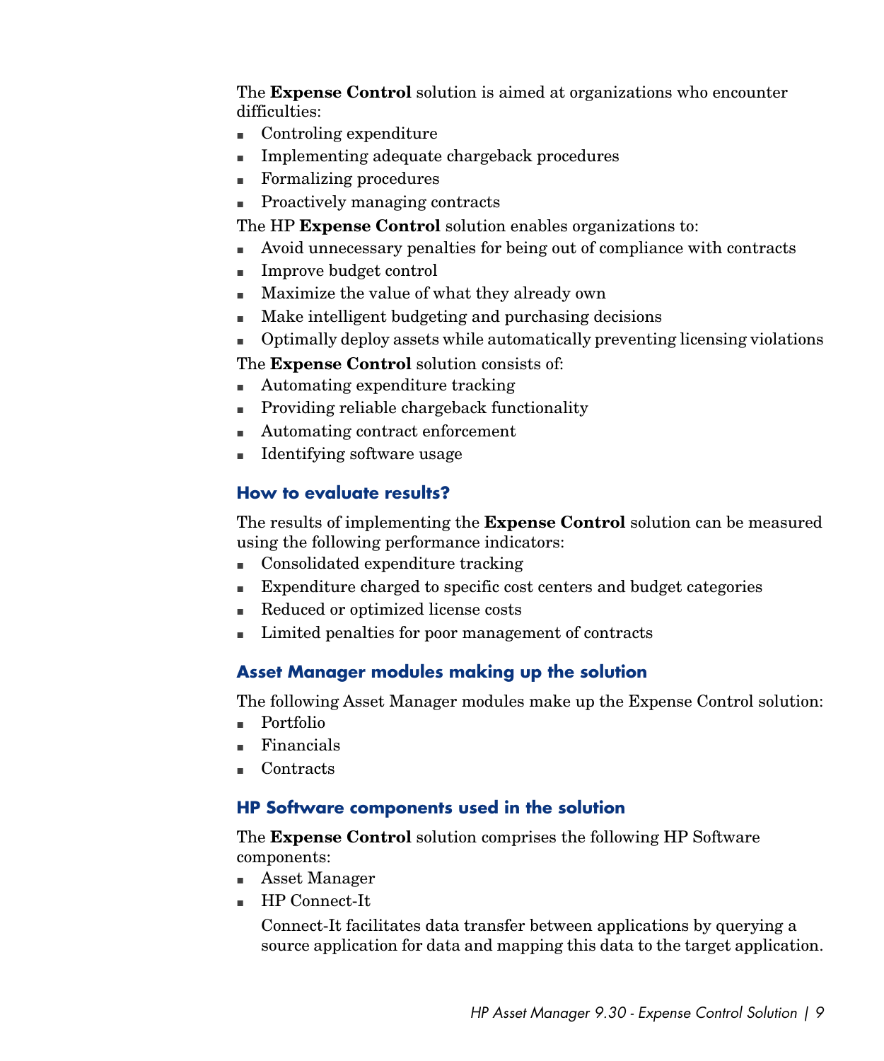The **Expense Control** solution is aimed at organizations who encounter difficulties:

- Controling expenditure
- Implementing adequate chargeback procedures
- Formalizing procedures
- Proactively managing contracts

The HP **Expense Control** solution enables organizations to:

- Avoid unnecessary penalties for being out of compliance with contracts
- Improve budget control
- Maximize the value of what they already own
- Make intelligent budgeting and purchasing decisions
- Optimally deploy assets while automatically preventing licensing violations

The **Expense Control** solution consists of:

- Automating expenditure tracking
- Providing reliable chargeback functionality
- Automating contract enforcement
- Identifying software usage

### How to evaluate results?

The results of implementing the **Expense Control** solution can be measured using the following performance indicators:

- Consolidated expenditure tracking
- Expenditure charged to specific cost centers and budget categories
- Reduced or optimized license costs
- Limited penalties for poor management of contracts

### Asset Manager modules making up the solution

The following Asset Manager modules make up the Expense Control solution:

- Portfolio
- Financials
- Contracts

### HP Software components used in the solution

The **Expense Control** solution comprises the following HP Software components:

- Asset Manager
- HP Connect-It

  Connect-It facilitates data transfer between applications by querying a source application for data and mapping this data to the target application.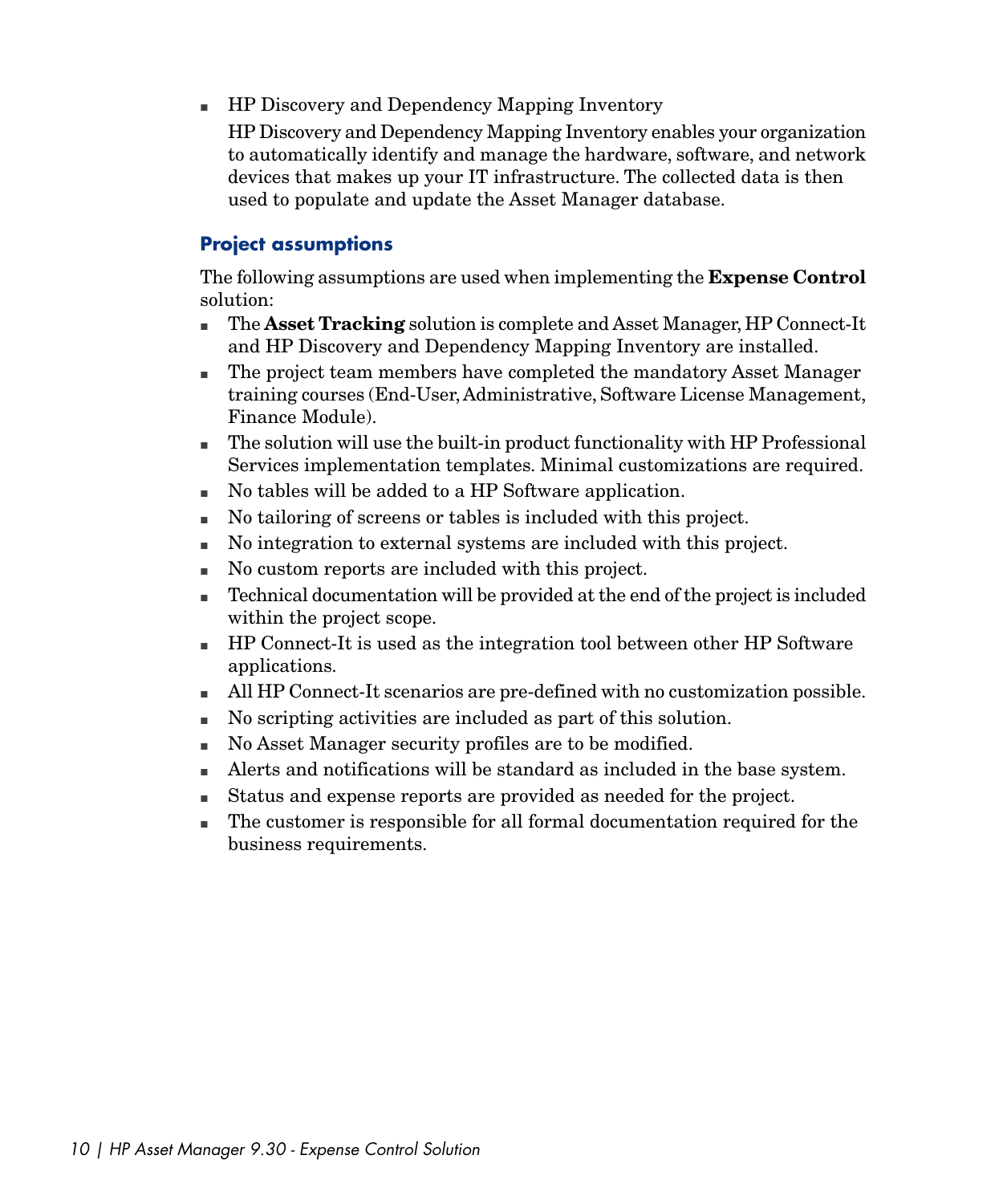- HP Discovery and Dependency Mapping Inventory

  HP Discovery and Dependency Mapping Inventory enables your organization to automatically identify and manage the hardware, software, and network devices that makes up your IT infrastructure. The collected data is then used to populate and update the Asset Manager database.

### Project assumptions

The following assumptions are used when implementing the **Expense Control** solution:

- The **Asset Tracking** solution is complete and Asset Manager, HP Connect-It and HP Discovery and Dependency Mapping Inventory are installed.
- The project team members have completed the mandatory Asset Manager training courses (End-User, Administrative, Software License Management, Finance Module).
- The solution will use the built-in product functionality with HP Professional Services implementation templates. Minimal customizations are required.
- No tables will be added to a HP Software application.
- No tailoring of screens or tables is included with this project.
- No integration to external systems are included with this project.
- No custom reports are included with this project.
- Technical documentation will be provided at the end of the project is included within the project scope.
- HP Connect-It is used as the integration tool between other HP Software applications.
- All HP Connect-It scenarios are pre-defined with no customization possible.
- No scripting activities are included as part of this solution.
- No Asset Manager security profiles are to be modified.
- Alerts and notifications will be standard as included in the base system.
- Status and expense reports are provided as needed for the project.
- The customer is responsible for all formal documentation required for the business requirements.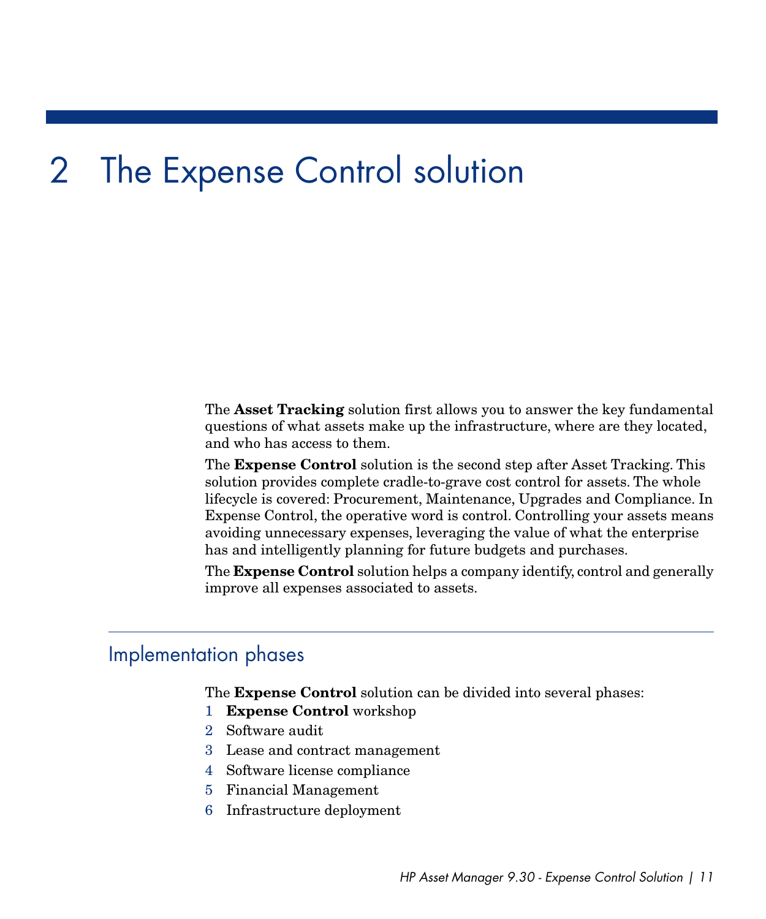# 2 The Expense Control solution

The **Asset Tracking** solution first allows you to answer the key fundamental questions of what assets make up the infrastructure, where are they located, and who has access to them.

The **Expense Control** solution is the second step after Asset Tracking. This solution provides complete cradle-to-grave cost control for assets. The whole lifecycle is covered: Procurement, Maintenance, Upgrades and Compliance. In Expense Control, the operative word is control. Controlling your assets means avoiding unnecessary expenses, leveraging the value of what the enterprise has and intelligently planning for future budgets and purchases.

The **Expense Control** solution helps a company identify, control and generally improve all expenses associated to assets.

## Implementation phases

The **Expense Control** solution can be divided into several phases:

1. **Expense Control** workshop
2. Software audit
3. Lease and contract management
4. Software license compliance
5. Financial Management
6. Infrastructure deployment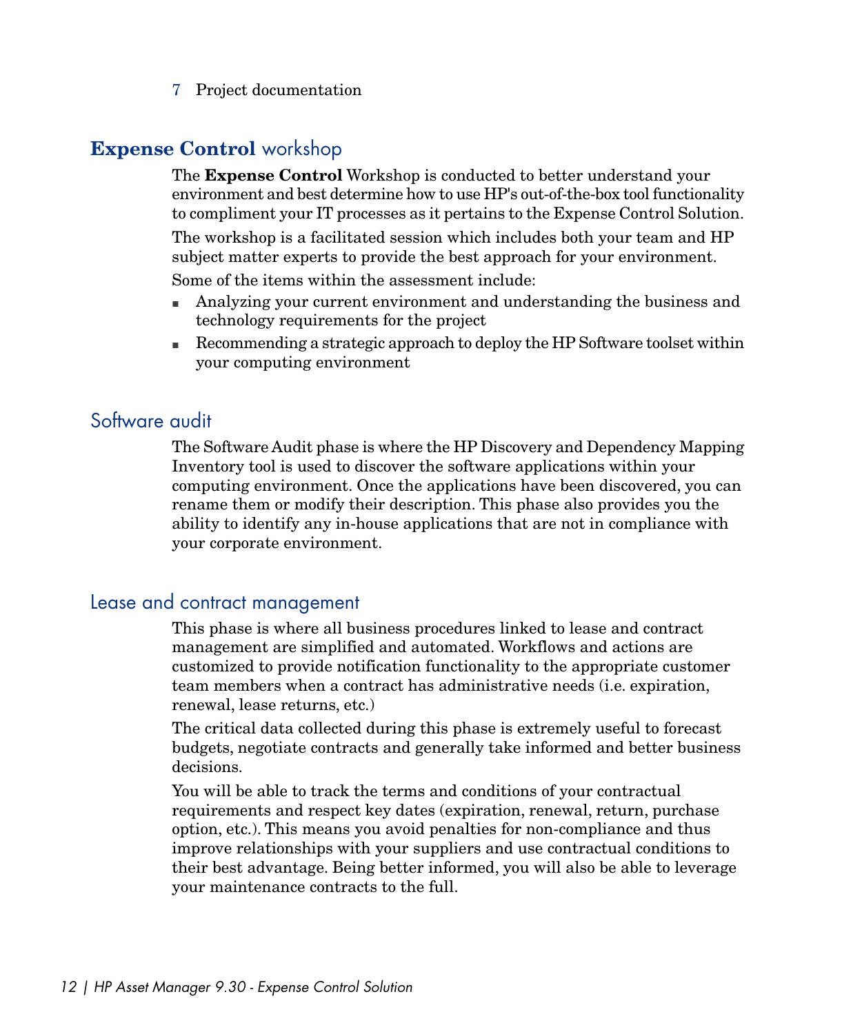7 Project documentation

## **Expense Control** workshop

The **Expense Control** Workshop is conducted to better understand your environment and best determine how to use HP's out-of-the-box tool functionality to compliment your IT processes as it pertains to the Expense Control Solution.

The workshop is a facilitated session which includes both your team and HP subject matter experts to provide the best approach for your environment.

Some of the items within the assessment include:

- Analyzing your current environment and understanding the business and technology requirements for the project
- Recommending a strategic approach to deploy the HP Software toolset within your computing environment

## Software audit

The Software Audit phase is where the HP Discovery and Dependency Mapping Inventory tool is used to discover the software applications within your computing environment. Once the applications have been discovered, you can rename them or modify their description. This phase also provides you the ability to identify any in-house applications that are not in compliance with your corporate environment.

## Lease and contract management

This phase is where all business procedures linked to lease and contract management are simplified and automated. Workflows and actions are customized to provide notification functionality to the appropriate customer team members when a contract has administrative needs (i.e. expiration, renewal, lease returns, etc.)

The critical data collected during this phase is extremely useful to forecast budgets, negotiate contracts and generally take informed and better business decisions.

You will be able to track the terms and conditions of your contractual requirements and respect key dates (expiration, renewal, return, purchase option, etc.). This means you avoid penalties for non-compliance and thus improve relationships with your suppliers and use contractual conditions to their best advantage. Being better informed, you will also be able to leverage your maintenance contracts to the full.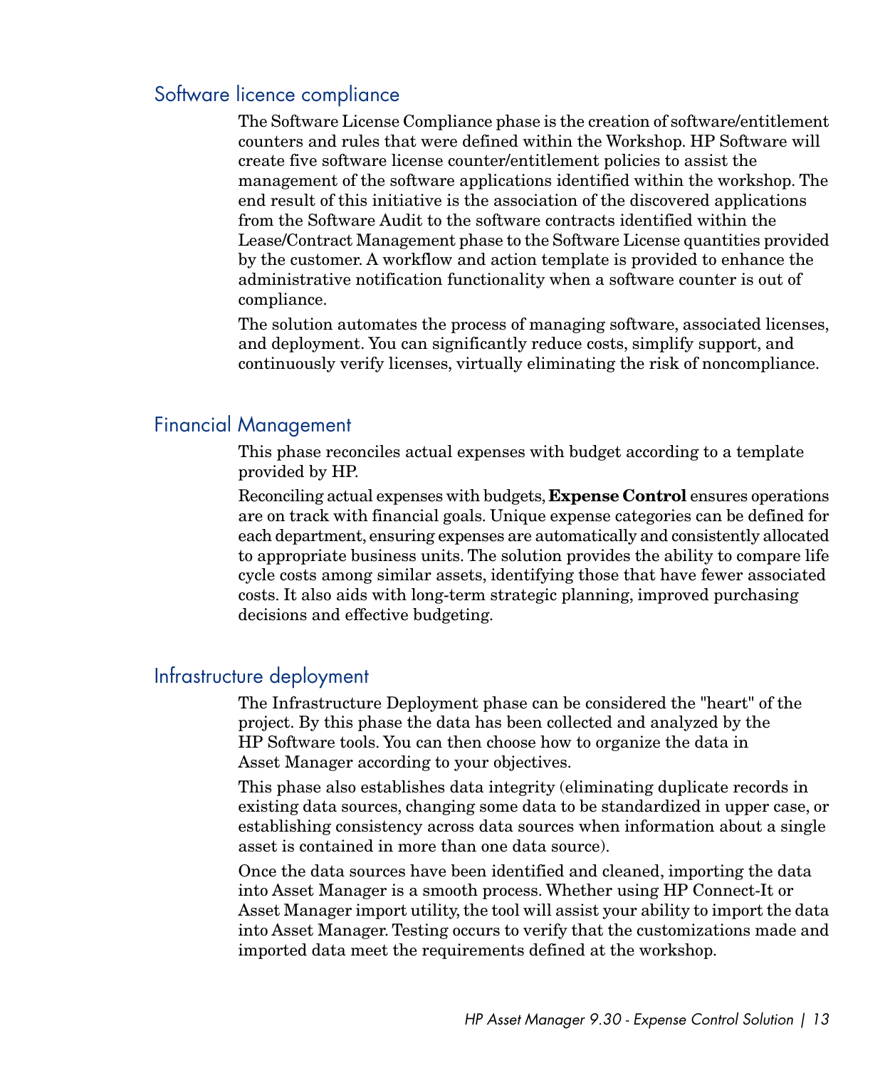## Software licence compliance

The Software License Compliance phase is the creation of software/entitlement counters and rules that were defined within the Workshop. HP Software will create five software license counter/entitlement policies to assist the management of the software applications identified within the workshop. The end result of this initiative is the association of the discovered applications from the Software Audit to the software contracts identified within the Lease/Contract Management phase to the Software License quantities provided by the customer. A workflow and action template is provided to enhance the administrative notification functionality when a software counter is out of compliance.

The solution automates the process of managing software, associated licenses, and deployment. You can significantly reduce costs, simplify support, and continuously verify licenses, virtually eliminating the risk of noncompliance.

## Financial Management

This phase reconciles actual expenses with budget according to a template provided by HP.

Reconciling actual expenses with budgets, **Expense Control** ensures operations are on track with financial goals. Unique expense categories can be defined for each department, ensuring expenses are automatically and consistently allocated to appropriate business units. The solution provides the ability to compare life cycle costs among similar assets, identifying those that have fewer associated costs. It also aids with long-term strategic planning, improved purchasing decisions and effective budgeting.

## Infrastructure deployment

The Infrastructure Deployment phase can be considered the "heart" of the project. By this phase the data has been collected and analyzed by the HP Software tools. You can then choose how to organize the data in Asset Manager according to your objectives.

This phase also establishes data integrity (eliminating duplicate records in existing data sources, changing some data to be standardized in upper case, or establishing consistency across data sources when information about a single asset is contained in more than one data source).

Once the data sources have been identified and cleaned, importing the data into Asset Manager is a smooth process. Whether using HP Connect-It or Asset Manager import utility, the tool will assist your ability to import the data into Asset Manager. Testing occurs to verify that the customizations made and imported data meet the requirements defined at the workshop.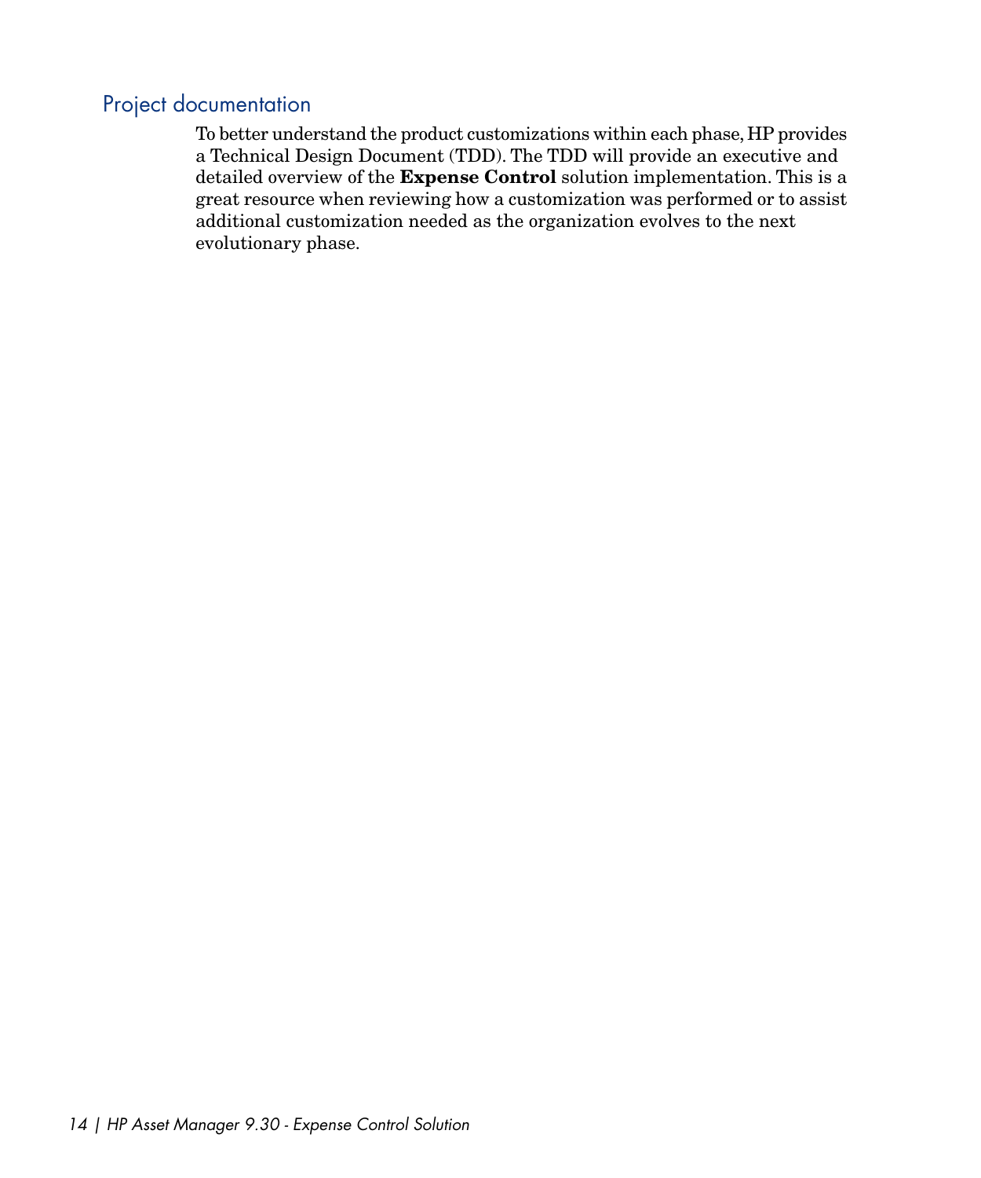## Project documentation

To better understand the product customizations within each phase, HP provides a Technical Design Document (TDD). The TDD will provide an executive and detailed overview of the **Expense Control** solution implementation. This is a great resource when reviewing how a customization was performed or to assist additional customization needed as the organization evolves to the next evolutionary phase.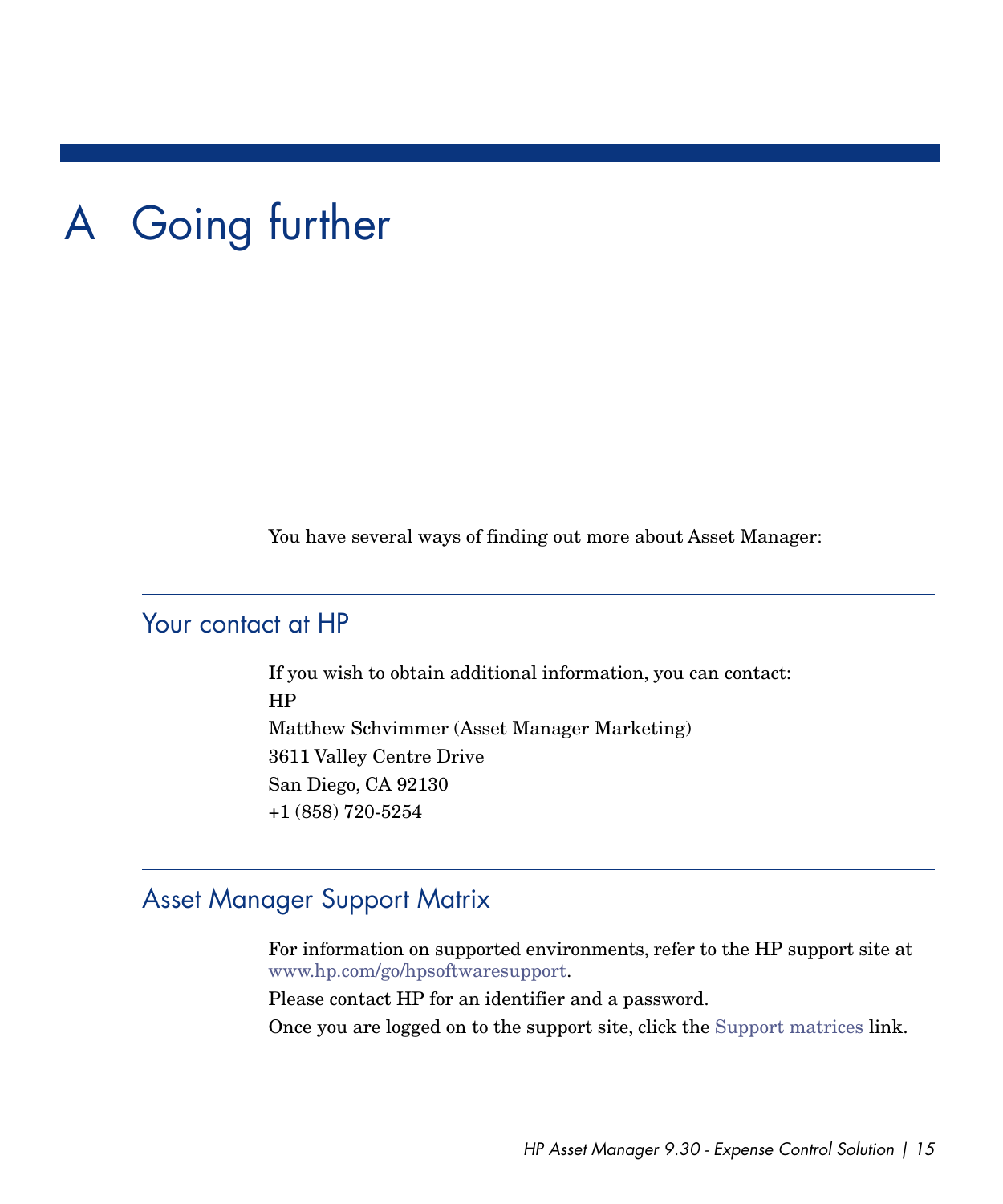# A Going further

You have several ways of finding out more about Asset Manager:

## Your contact at HP

If you wish to obtain additional information, you can contact:
HP
Matthew Schvimmer (Asset Manager Marketing)
3611 Valley Centre Drive
San Diego, CA 92130
+1 (858) 720-5254

## Asset Manager Support Matrix

For information on supported environments, refer to the HP support site at www.hp.com/go/hpsoftwaresupport.

Please contact HP for an identifier and a password.

Once you are logged on to the support site, click the Support matrices link.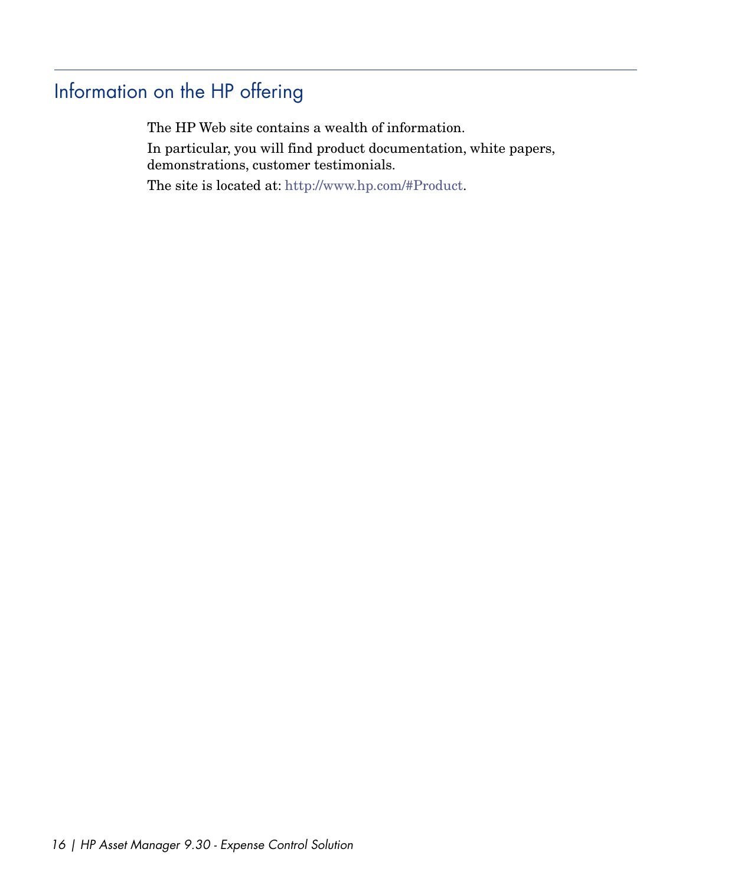## Information on the HP offering

The HP Web site contains a wealth of information.

In particular, you will find product documentation, white papers, demonstrations, customer testimonials.

The site is located at: http://www.hp.com/#Product.